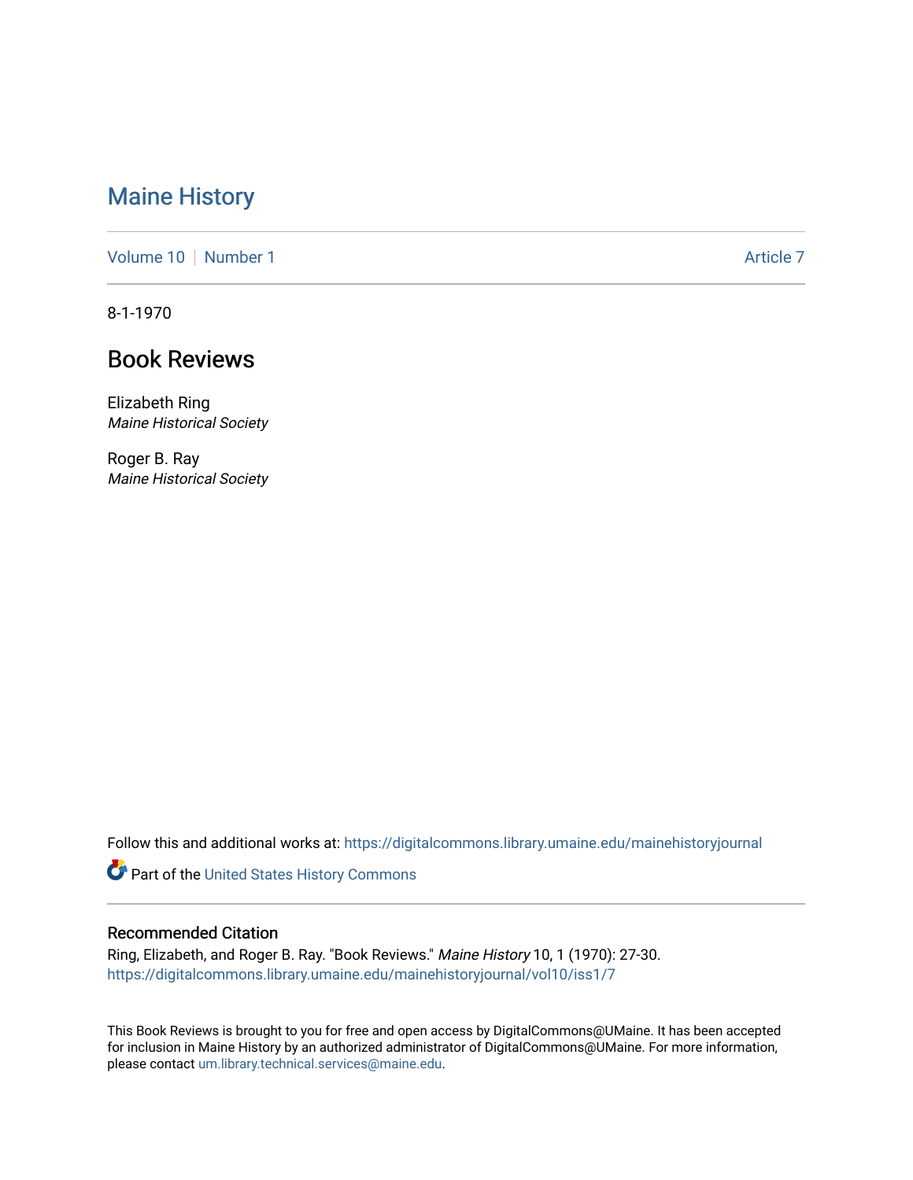# Maine History

Volume 10 | Number 1 | Article 7

8-1-1970

## Book Reviews

Elizabeth Ring
*Maine Historical Society*

Roger B. Ray
*Maine Historical Society*

Follow this and additional works at: https://digitalcommons.library.umaine.edu/mainehistoryjournal

Part of the United States History Commons

### Recommended Citation

Ring, Elizabeth, and Roger B. Ray. "Book Reviews." *Maine History* 10, 1 (1970): 27-30.
https://digitalcommons.library.umaine.edu/mainehistoryjournal/vol10/iss1/7

This Book Reviews is brought to you for free and open access by DigitalCommons@UMaine. It has been accepted for inclusion in Maine History by an authorized administrator of DigitalCommons@UMaine. For more information, please contact um.library.technical.services@maine.edu.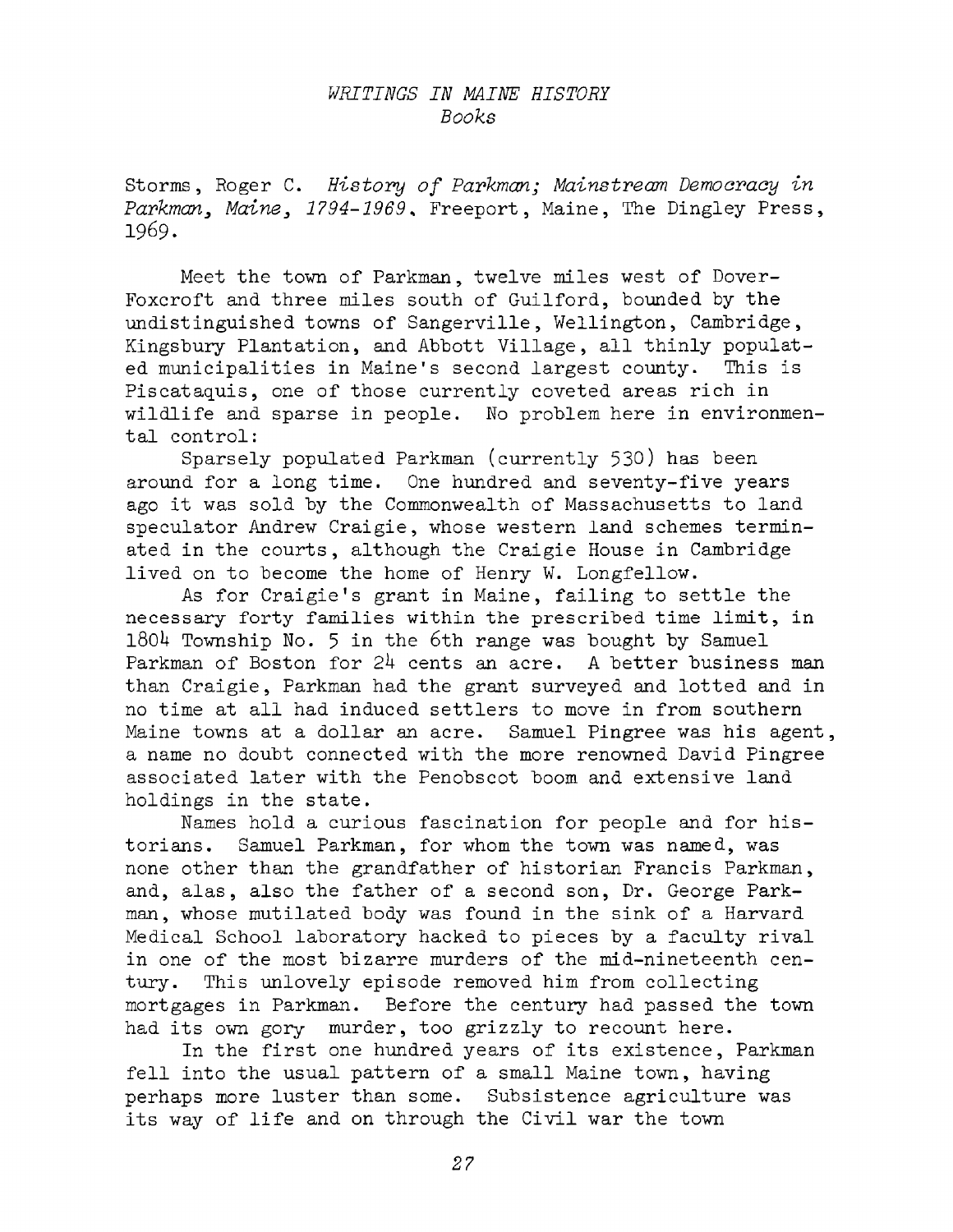## *WRITINGS IN MAINE HISTORY*
### *Books*

Storms, Roger C. *History of Parkman; Mainstream Democracy in Parkman, Maine, 1794-1969*. Freeport, Maine, The Dingley Press, 1969.

Meet the town of Parkman, twelve miles west of Dover-Foxcroft and three miles south of Guilford, bounded by the undistinguished towns of Sangerville, Wellington, Cambridge, Kingsbury Plantation, and Abbott Village, all thinly populated municipalities in Maine's second largest county. This is Piscataquis, one of those currently coveted areas rich in wildlife and sparse in people. No problem here in environmental control:

Sparsely populated Parkman (currently 530) has been around for a long time. One hundred and seventy-five years ago it was sold by the Commonwealth of Massachusetts to land speculator Andrew Craigie, whose western land schemes terminated in the courts, although the Craigie House in Cambridge lived on to become the home of Henry W. Longfellow.

As for Craigie's grant in Maine, failing to settle the necessary forty families within the prescribed time limit, in 1804 Township No. 5 in the 6th range was bought by Samuel Parkman of Boston for 24 cents an acre. A better business man than Craigie, Parkman had the grant surveyed and lotted and in no time at all had induced settlers to move in from southern Maine towns at a dollar an acre. Samuel Pingree was his agent, a name no doubt connected with the more renowned David Pingree associated later with the Penobscot boom and extensive land holdings in the state.

Names hold a curious fascination for people and for historians. Samuel Parkman, for whom the town was named, was none other than the grandfather of historian Francis Parkman, and, alas, also the father of a second son, Dr. George Parkman, whose mutilated body was found in the sink of a Harvard Medical School laboratory hacked to pieces by a faculty rival in one of the most bizarre murders of the mid-nineteenth century. This unlovely episode removed him from collecting mortgages in Parkman. Before the century had passed the town had its own gory murder, too grizzly to recount here.

In the first one hundred years of its existence, Parkman fell into the usual pattern of a small Maine town, having perhaps more luster than some. Subsistence agriculture was its way of life and on through the Civil war the town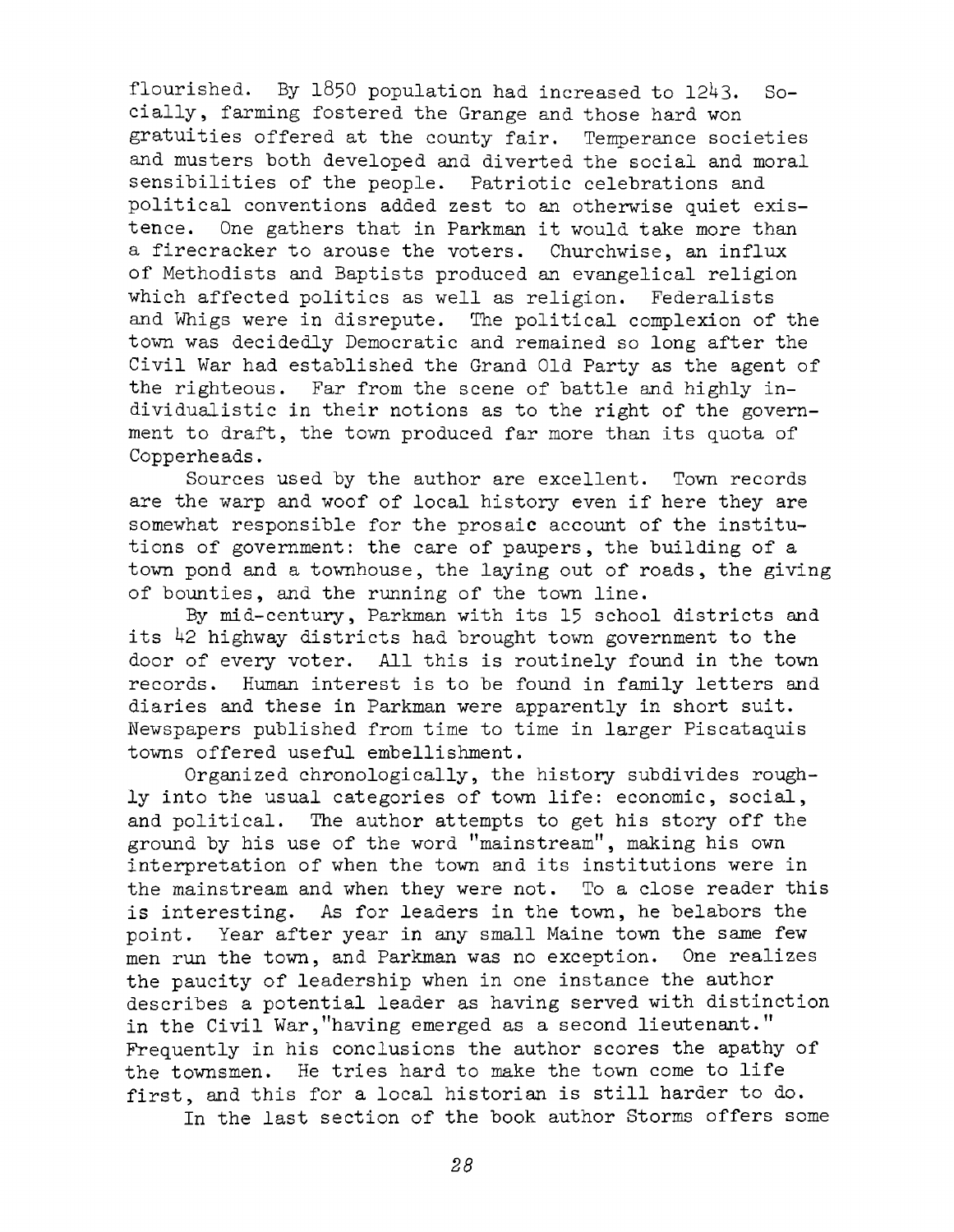flourished. By 1850 population had increased to 1243. Socially, farming fostered the Grange and those hard won gratuities offered at the county fair. Temperance societies and musters both developed and diverted the social and moral sensibilities of the people. Patriotic celebrations and political conventions added zest to an otherwise quiet existence. One gathers that in Parkman it would take more than a firecracker to arouse the voters. Churchwise, an influx of Methodists and Baptists produced an evangelical religion which affected politics as well as religion. Federalists and Whigs were in disrepute. The political complexion of the town was decidedly Democratic and remained so long after the Civil War had established the Grand Old Party as the agent of the righteous. Far from the scene of battle and highly individualistic in their notions as to the right of the government to draft, the town produced far more than its quota of Copperheads.

Sources used by the author are excellent. Town records are the warp and woof of local history even if here they are somewhat responsible for the prosaic account of the institutions of government: the care of paupers, the building of a town pond and a townhouse, the laying out of roads, the giving of bounties, and the running of the town line.

By mid-century, Parkman with its 15 school districts and its 42 highway districts had brought town government to the door of every voter. All this is routinely found in the town records. Human interest is to be found in family letters and diaries and these in Parkman were apparently in short suit. Newspapers published from time to time in larger Piscataquis towns offered useful embellishment.

Organized chronologically, the history subdivides roughly into the usual categories of town life: economic, social, and political. The author attempts to get his story off the ground by his use of the word "mainstream", making his own interpretation of when the town and its institutions were in the mainstream and when they were not. To a close reader this is interesting. As for leaders in the town, he belabors the point. Year after year in any small Maine town the same few men run the town, and Parkman was no exception. One realizes the paucity of leadership when in one instance the author describes a potential leader as having served with distinction in the Civil War,"having emerged as a second lieutenant." Frequently in his conclusions the author scores the apathy of the townsmen. He tries hard to make the town come to life first, and this for a local historian is still harder to do.

In the last section of the book author Storms offers some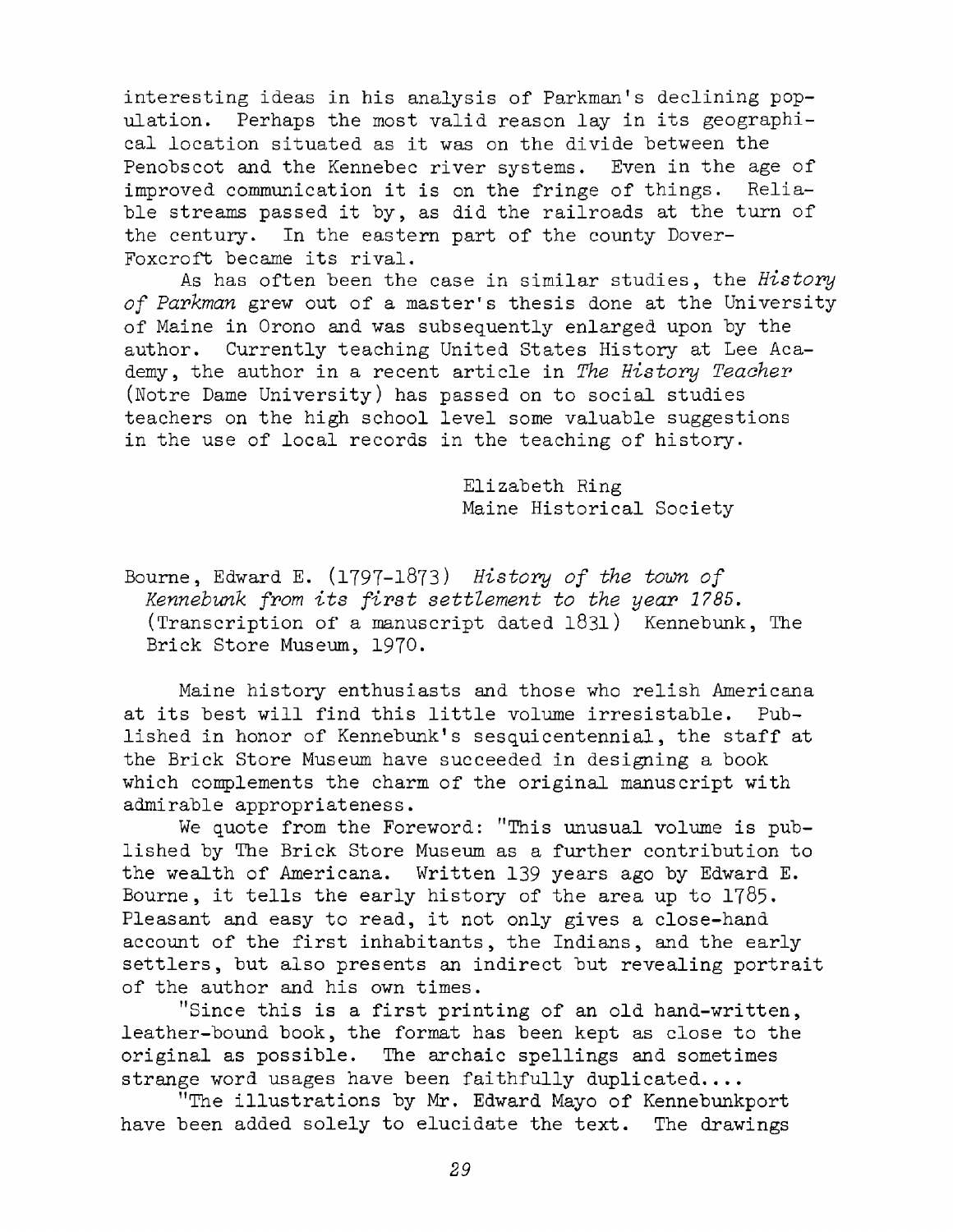interesting ideas in his analysis of Parkman's declining population. Perhaps the most valid reason lay in its geographical location situated as it was on the divide between the Penobscot and the Kennebec river systems. Even in the age of improved communication it is on the fringe of things. Reliable streams passed it by, as did the railroads at the turn of the century. In the eastern part of the county Dover-Foxcroft became its rival.

As has often been the case in similar studies, the *History of Parkman* grew out of a master's thesis done at the University of Maine in Orono and was subsequently enlarged upon by the author. Currently teaching United States History at Lee Academy, the author in a recent article in *The History Teacher* (Notre Dame University) has passed on to social studies teachers on the high school level some valuable suggestions in the use of local records in the teaching of history.

Elizabeth Ring
Maine Historical Society

Bourne, Edward E. (1797-1873) *History of the town of Kennebunk from its first settlement to the year 1785.* (Transcription of a manuscript dated 1831) Kennebunk, The Brick Store Museum, 1970.

Maine history enthusiasts and those who relish Americana at its best will find this little volume irresistable. Published in honor of Kennebunk's sesquicentennial, the staff at the Brick Store Museum have succeeded in designing a book which complements the charm of the original manuscript with admirable appropriateness.

We quote from the Foreword: "This unusual volume is published by The Brick Store Museum as a further contribution to the wealth of Americana. Written 139 years ago by Edward E. Bourne, it tells the early history of the area up to 1785. Pleasant and easy to read, it not only gives a close-hand account of the first inhabitants, the Indians, and the early settlers, but also presents an indirect but revealing portrait of the author and his own times.

"Since this is a first printing of an old hand-written, leather-bound book, the format has been kept as close to the original as possible. The archaic spellings and sometimes strange word usages have been faithfully duplicated....

"The illustrations by Mr. Edward Mayo of Kennebunkport have been added solely to elucidate the text. The drawings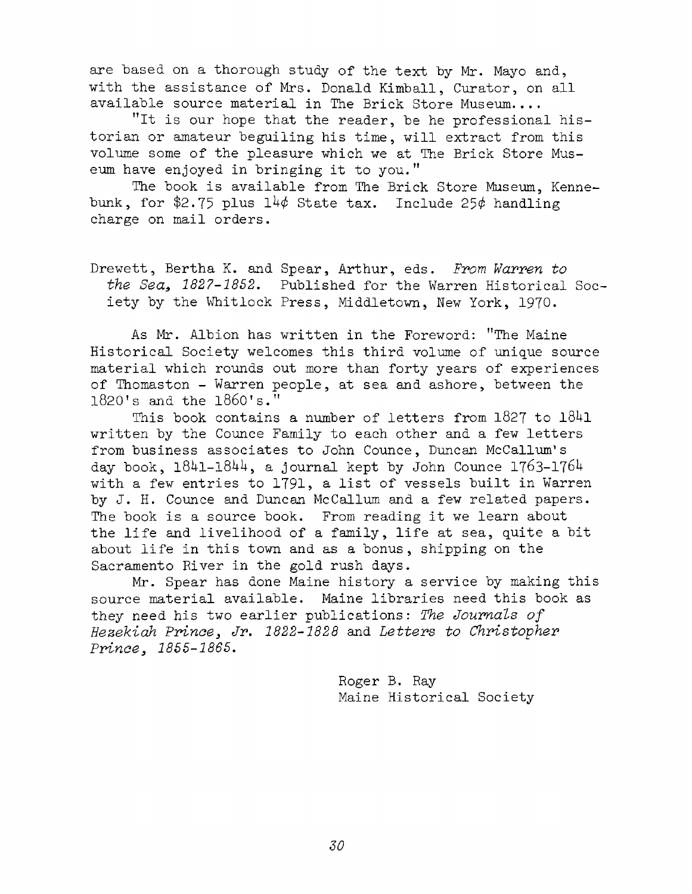are based on a thorough study of the text by Mr. Mayo and, with the assistance of Mrs. Donald Kimball, Curator, on all available source material in The Brick Store Museum....

"It is our hope that the reader, be he professional historian or amateur beguiling his time, will extract from this volume some of the pleasure which we at The Brick Store Museum have enjoyed in bringing it to you."

The book is available from The Brick Store Museum, Kennebunk, for $2.75 plus 14¢ State tax. Include 25¢ handling charge on mail orders.

Drewett, Bertha K. and Spear, Arthur, eds. *From Warren to the Sea, 1827-1852.* Published for the Warren Historical Society by the Whitlock Press, Middletown, New York, 1970.

As Mr. Albion has written in the Foreword: "The Maine Historical Society welcomes this third volume of unique source material which rounds out more than forty years of experiences of Thomaston - Warren people, at sea and ashore, between the 1820's and the 1860's."

This book contains a number of letters from 1827 to 1841 written by the Counce Family to each other and a few letters from business associates to John Counce, Duncan McCallum's day book, 1841-1844, a journal kept by John Counce 1763-1764 with a few entries to 1791, a list of vessels built in Warren by J. H. Counce and Duncan McCallum and a few related papers. The book is a source book. From reading it we learn about the life and livelihood of a family, life at sea, quite a bit about life in this town and as a bonus, shipping on the Sacramento River in the gold rush days.

Mr. Spear has done Maine history a service by making this source material available. Maine libraries need this book as they need his two earlier publications: *The Journals of Hezekiah Prince, Jr. 1822-1828* and *Letters to Christopher Prince, 1855-1865.*

Roger B. Ray
Maine Historical Society